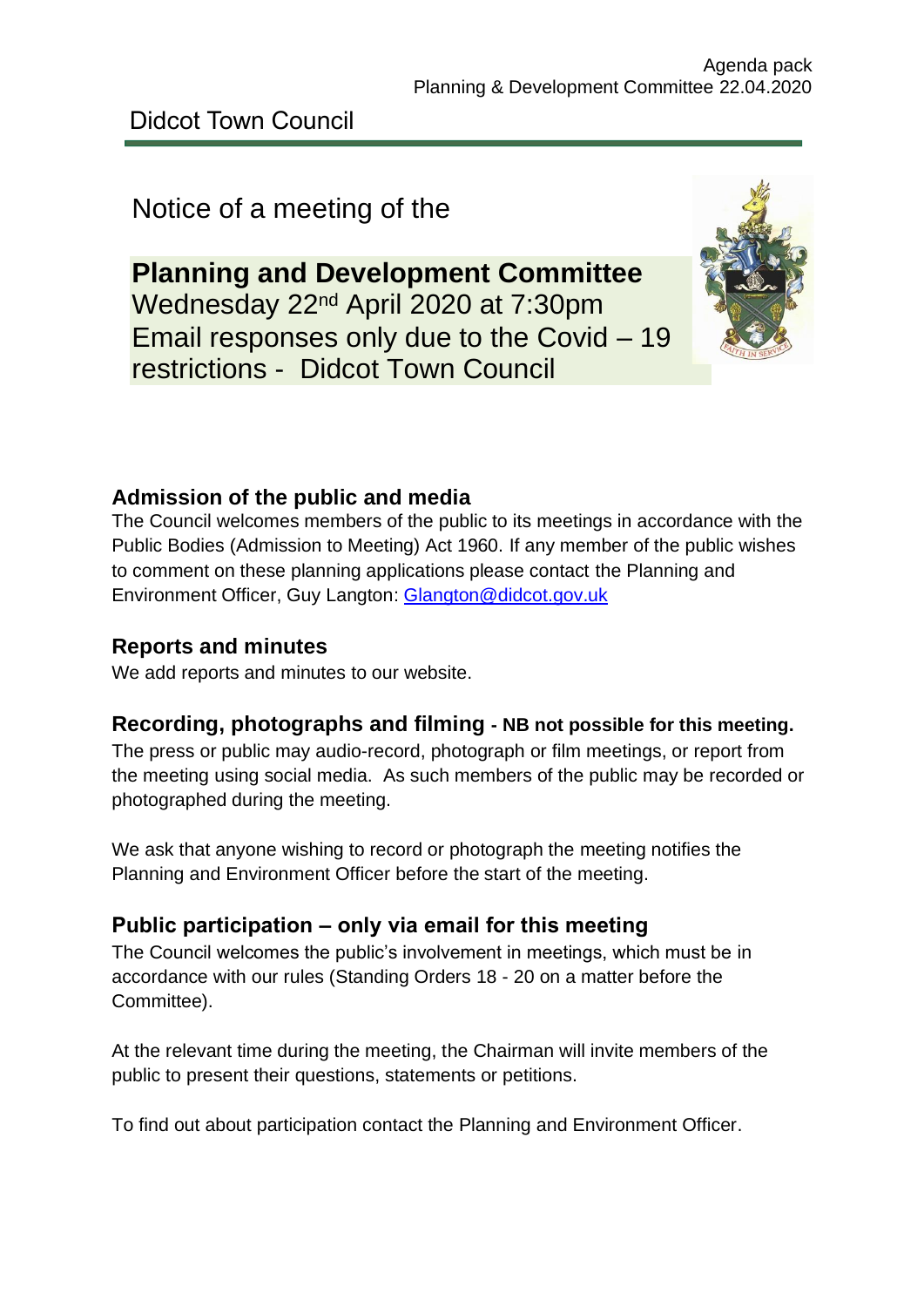Didcot Town Council

Notice of a meeting of the

# Planning and Development Committee

Wednesday 22nd April 2020 at 7:30pm
Email responses only due to the Covid – 19 restrictions - Didcot Town Council

## Admission of the public and media

The Council welcomes members of the public to its meetings in accordance with the Public Bodies (Admission to Meeting) Act 1960. If any member of the public wishes to comment on these planning applications please contact the Planning and Environment Officer, Guy Langton: Glangton@didcot.gov.uk

## Reports and minutes

We add reports and minutes to our website.

## Recording, photographs and filming - NB not possible for this meeting.

The press or public may audio-record, photograph or film meetings, or report from the meeting using social media. As such members of the public may be recorded or photographed during the meeting.

We ask that anyone wishing to record or photograph the meeting notifies the Planning and Environment Officer before the start of the meeting.

## Public participation – only via email for this meeting

The Council welcomes the public's involvement in meetings, which must be in accordance with our rules (Standing Orders 18 - 20 on a matter before the Committee).

At the relevant time during the meeting, the Chairman will invite members of the public to present their questions, statements or petitions.

To find out about participation contact the Planning and Environment Officer.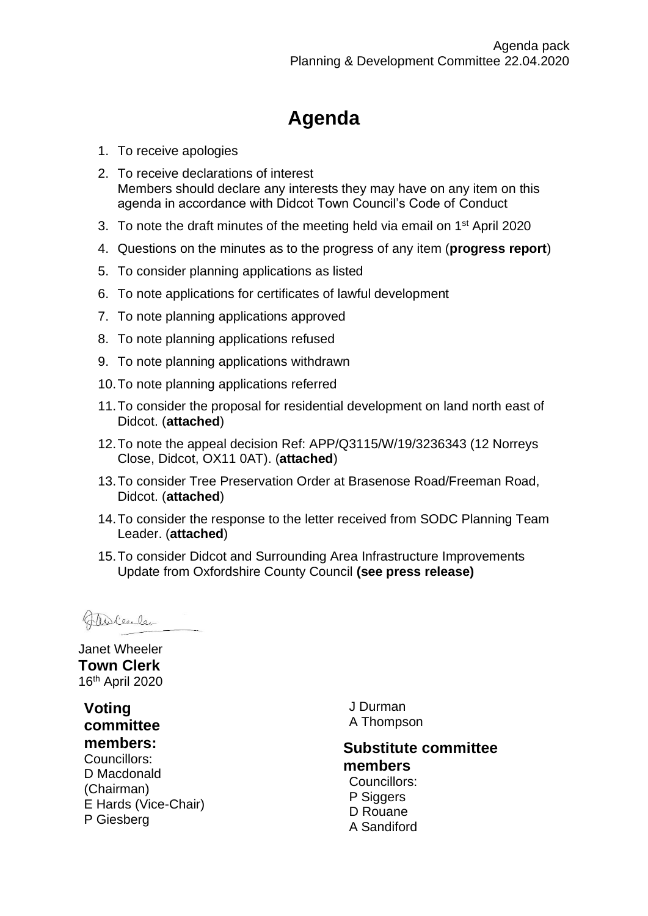# Agenda

1. To receive apologies
2. To receive declarations of interest
   Members should declare any interests they may have on any item on this agenda in accordance with Didcot Town Council's Code of Conduct
3. To note the draft minutes of the meeting held via email on 1st April 2020
4. Questions on the minutes as to the progress of any item (**progress report**)
5. To consider planning applications as listed
6. To note applications for certificates of lawful development
7. To note planning applications approved
8. To note planning applications refused
9. To note planning applications withdrawn
10. To note planning applications referred
11. To consider the proposal for residential development on land north east of Didcot. (**attached**)
12. To note the appeal decision Ref: APP/Q3115/W/19/3236343 (12 Norreys Close, Didcot, OX11 0AT). (**attached**)
13. To consider Tree Preservation Order at Brasenose Road/Freeman Road, Didcot. (**attached**)
14. To consider the response to the letter received from SODC Planning Team Leader. (**attached**)
15. To consider Didcot and Surrounding Area Infrastructure Improvements Update from Oxfordshire County Council **(see press release)**

Janet Wheeler
**Town Clerk**
16th April 2020

**Voting committee members:**
Councillors:
D Macdonald (Chairman)
E Hards (Vice-Chair)
P Giesberg
J Durman
A Thompson

**Substitute committee members**
Councillors:
P Siggers
D Rouane
A Sandiford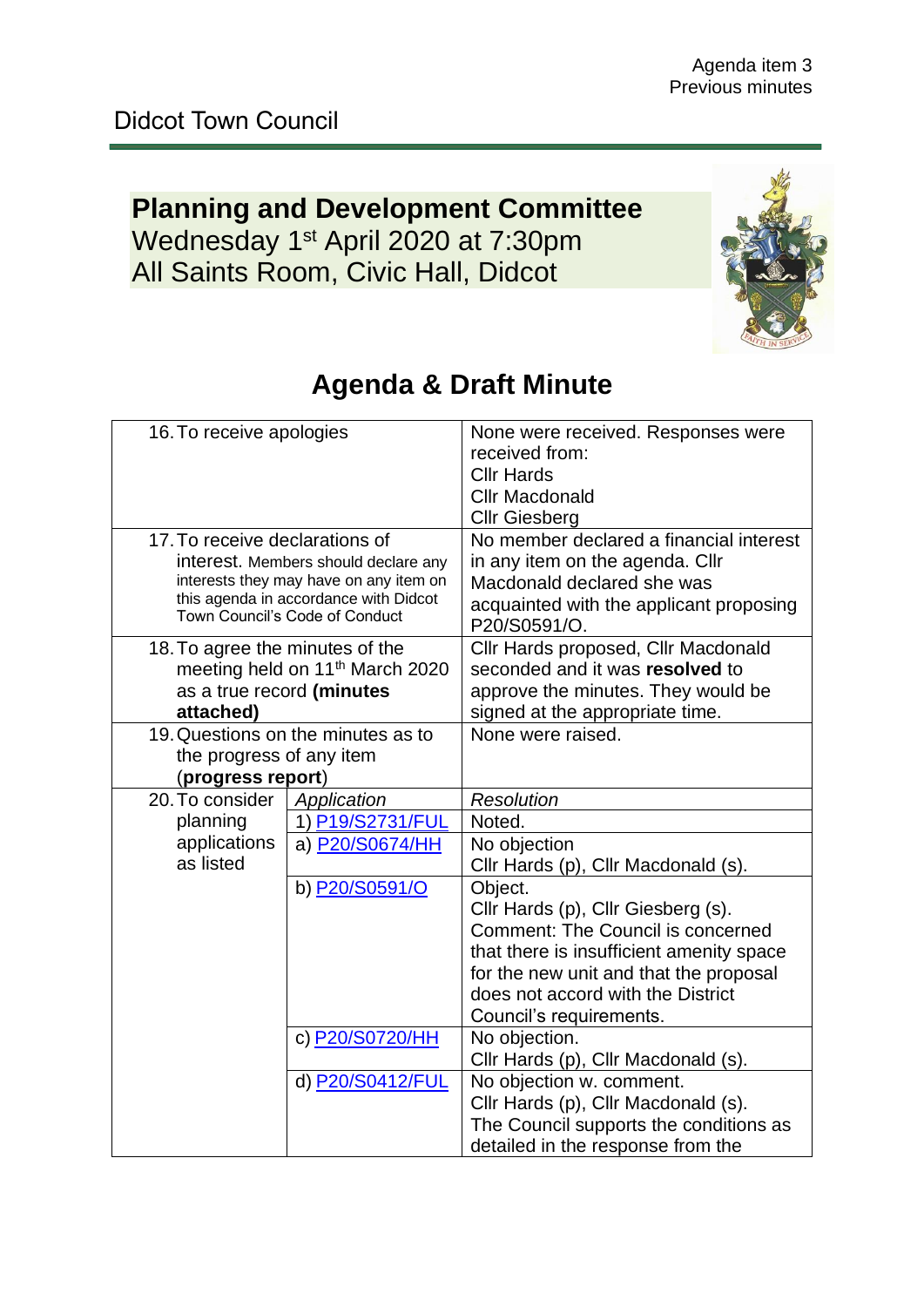Agenda item 3
Previous minutes

Didcot Town Council

# Planning and Development Committee

Wednesday 1st April 2020 at 7:30pm
All Saints Room, Civic Hall, Didcot

## Agenda & Draft Minute

| | | |
|---|---|---|
| 16. To receive apologies | | None were received. Responses were received from:<br>Cllr Hards<br>Cllr Macdonald<br>Cllr Giesberg |
| 17. To receive declarations of interest. Members should declare any interests they may have on any item on this agenda in accordance with Didcot Town Council's Code of Conduct | | No member declared a financial interest in any item on the agenda. Cllr Macdonald declared she was acquainted with the applicant proposing P20/S0591/O. |
| 18. To agree the minutes of the meeting held on 11th March 2020 as a true record **(minutes attached)** | | Cllr Hards proposed, Cllr Macdonald seconded and it was **resolved** to approve the minutes. They would be signed at the appropriate time. |
| 19. Questions on the minutes as to the progress of any item (**progress report**) | | None were raised. |
| 20. To consider planning applications as listed | *Application* | *Resolution* |
| | 1) P19/S2731/FUL | Noted. |
| | a) P20/S0674/HH | No objection<br>Cllr Hards (p), Cllr Macdonald (s). |
| | b) P20/S0591/O | Object.<br>Cllr Hards (p), Cllr Giesberg (s).<br>Comment: The Council is concerned that there is insufficient amenity space for the new unit and that the proposal does not accord with the District Council's requirements. |
| | c) P20/S0720/HH | No objection.<br>Cllr Hards (p), Cllr Macdonald (s). |
| | d) P20/S0412/FUL | No objection w. comment.<br>Cllr Hards (p), Cllr Macdonald (s).<br>The Council supports the conditions as detailed in the response from the |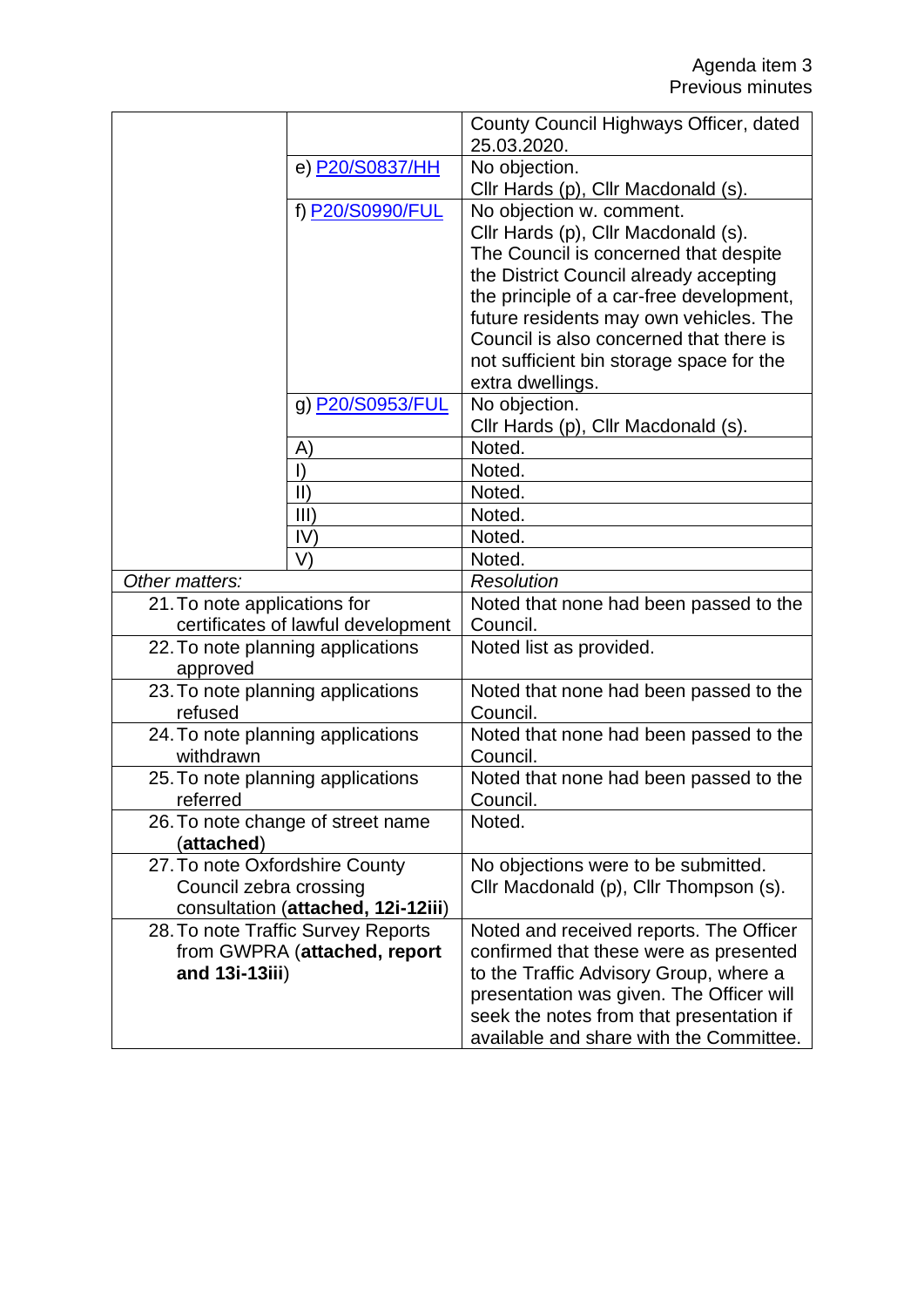Agenda item 3
Previous minutes

| | | |
|---|---|---|
| | | County Council Highways Officer, dated 25.03.2020. |
| | e) [P20/S0837/HH]() | No objection.<br>Cllr Hards (p), Cllr Macdonald (s). |
| | f) [P20/S0990/FUL]() | No objection w. comment.<br>Cllr Hards (p), Cllr Macdonald (s).<br>The Council is concerned that despite the District Council already accepting the principle of a car-free development, future residents may own vehicles. The Council is also concerned that there is not sufficient bin storage space for the extra dwellings. |
| | g) [P20/S0953/FUL]() | No objection.<br>Cllr Hards (p), Cllr Macdonald (s). |
| | A) | Noted. |
| | I) | Noted. |
| | II) | Noted. |
| | III) | Noted. |
| | IV) | Noted. |
| | V) | Noted. |
| *Other matters:* | | *Resolution* |
| 21. To note applications for certificates of lawful development | | Noted that none had been passed to the Council. |
| 22. To note planning applications approved | | Noted list as provided. |
| 23. To note planning applications refused | | Noted that none had been passed to the Council. |
| 24. To note planning applications withdrawn | | Noted that none had been passed to the Council. |
| 25. To note planning applications referred | | Noted that none had been passed to the Council. |
| 26. To note change of street name (**attached**) | | Noted. |
| 27. To note Oxfordshire County Council zebra crossing consultation (**attached, 12i-12iii**) | | No objections were to be submitted.<br>Cllr Macdonald (p), Cllr Thompson (s). |
| 28. To note Traffic Survey Reports from GWPRA (**attached, report and 13i-13iii**) | | Noted and received reports. The Officer confirmed that these were as presented to the Traffic Advisory Group, where a presentation was given. The Officer will seek the notes from that presentation if available and share with the Committee. |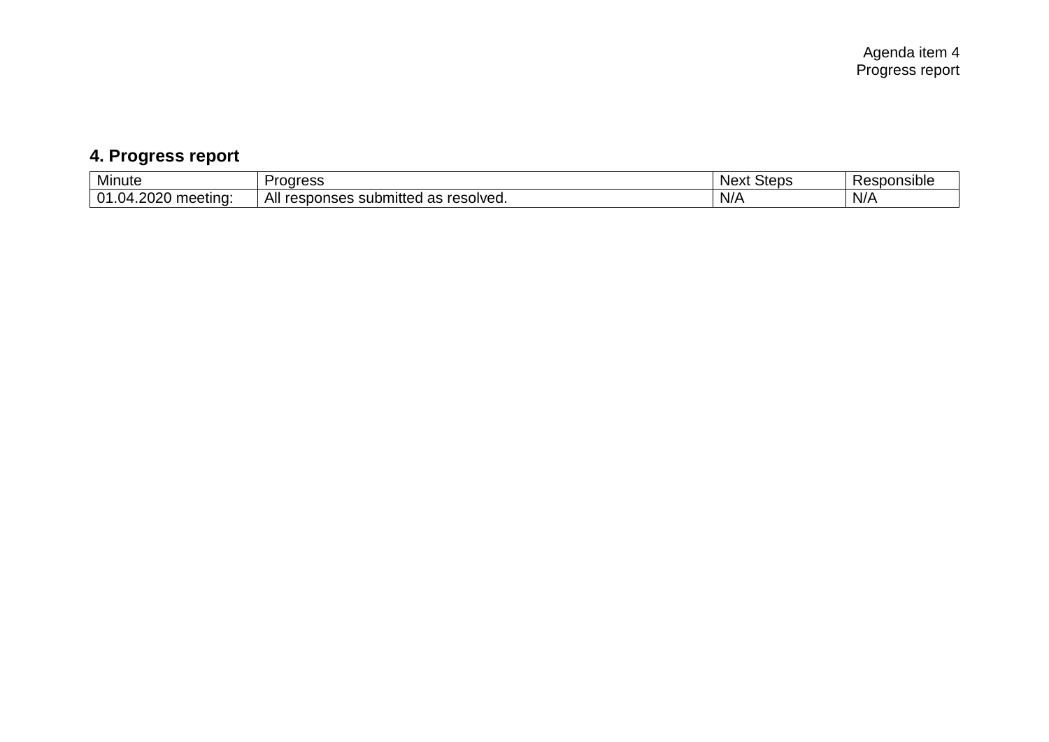Agenda item 4
Progress report

## 4. Progress report

| Minute | Progress | Next Steps | Responsible |
|---|---|---|---|
| 01.04.2020 meeting: | All responses submitted as resolved. | N/A | N/A |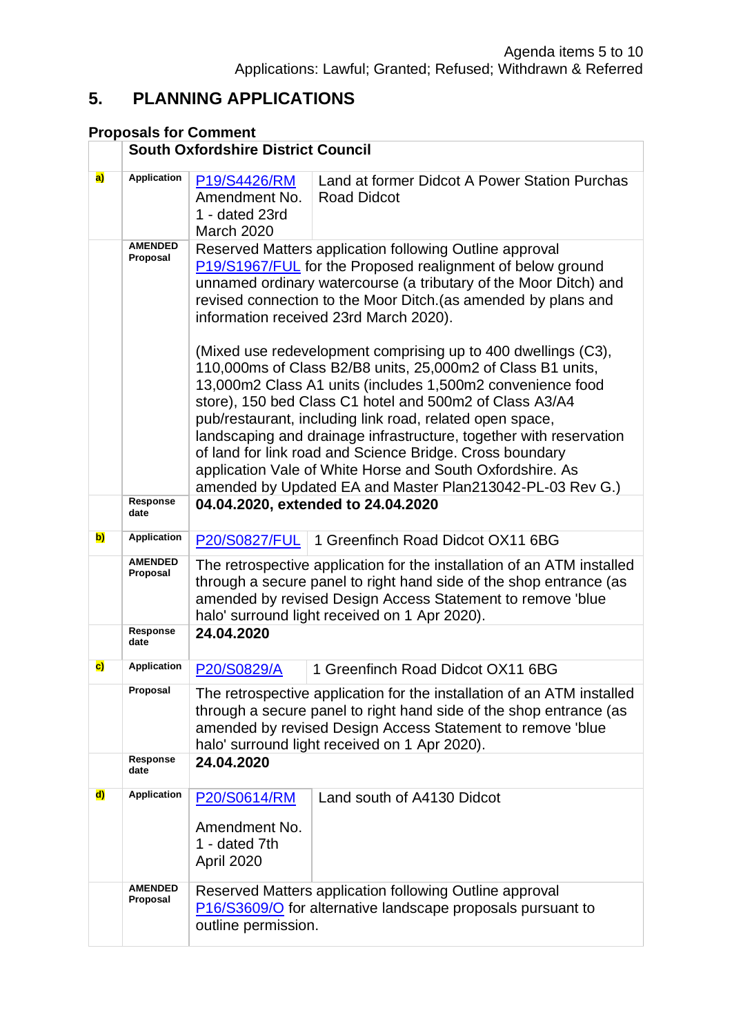## 5. PLANNING APPLICATIONS

### Proposals for Comment

| | South Oxfordshire District Council | | |
|---|---|---|---|
| **a)** | **Application** | P19/S4426/RM Amendment No. 1 - dated 23rd March 2020 | Land at former Didcot A Power Station Purchas Road Didcot |
| | **AMENDED Proposal** | Reserved Matters application following Outline approval P19/S1967/FUL for the Proposed realignment of below ground unnamed ordinary watercourse (a tributary of the Moor Ditch) and revised connection to the Moor Ditch.(as amended by plans and information received 23rd March 2020).<br><br>(Mixed use redevelopment comprising up to 400 dwellings (C3), 110,000ms of Class B2/B8 units, 25,000m2 of Class B1 units, 13,000m2 Class A1 units (includes 1,500m2 convenience food store), 150 bed Class C1 hotel and 500m2 of Class A3/A4 pub/restaurant, including link road, related open space, landscaping and drainage infrastructure, together with reservation of land for link road and Science Bridge. Cross boundary application Vale of White Horse and South Oxfordshire. As amended by Updated EA and Master Plan213042-PL-03 Rev G.) | |
| | **Response date** | **04.04.2020, extended to 24.04.2020** | |
| **b)** | **Application** | P20/S0827/FUL | 1 Greenfinch Road Didcot OX11 6BG |
| | **AMENDED Proposal** | The retrospective application for the installation of an ATM installed through a secure panel to right hand side of the shop entrance (as amended by revised Design Access Statement to remove 'blue halo' surround light received on 1 Apr 2020). | |
| | **Response date** | **24.04.2020** | |
| **c)** | **Application** | P20/S0829/A | 1 Greenfinch Road Didcot OX11 6BG |
| | **Proposal** | The retrospective application for the installation of an ATM installed through a secure panel to right hand side of the shop entrance (as amended by revised Design Access Statement to remove 'blue halo' surround light received on 1 Apr 2020). | |
| | **Response date** | **24.04.2020** | |
| **d)** | **Application** | P20/S0614/RM<br><br>Amendment No. 1 - dated 7th April 2020 | Land south of A4130 Didcot |
| | **AMENDED Proposal** | Reserved Matters application following Outline approval P16/S3609/O for alternative landscape proposals pursuant to outline permission. | |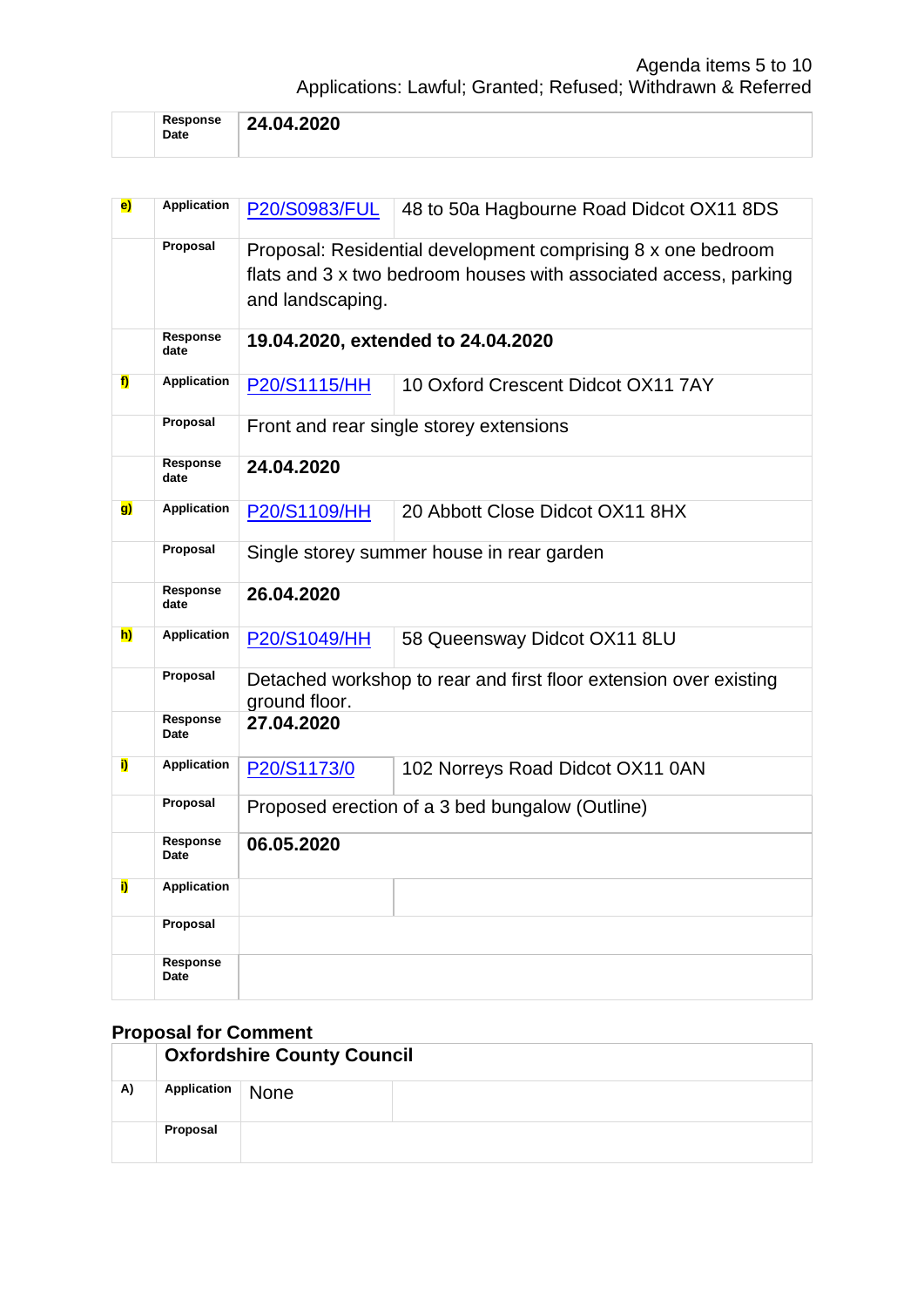| | Response Date | 24.04.2020 | |
|---|---|---|---|

| | | | |
|---|---|---|---|
| e) | Application | P20/S0983/FUL | 48 to 50a Hagbourne Road Didcot OX11 8DS |
| | Proposal | Proposal: Residential development comprising 8 x one bedroom flats and 3 x two bedroom houses with associated access, parking and landscaping. | |
| | Response date | **19.04.2020, extended to 24.04.2020** | |
| f) | Application | P20/S1115/HH | 10 Oxford Crescent Didcot OX11 7AY |
| | Proposal | Front and rear single storey extensions | |
| | Response date | **24.04.2020** | |
| g) | Application | P20/S1109/HH | 20 Abbott Close Didcot OX11 8HX |
| | Proposal | Single storey summer house in rear garden | |
| | Response date | **26.04.2020** | |
| h) | Application | P20/S1049/HH | 58 Queensway Didcot OX11 8LU |
| | Proposal | Detached workshop to rear and first floor extension over existing ground floor. | |
| | Response Date | **27.04.2020** | |
| i) | Application | P20/S1173/0 | 102 Norreys Road Didcot OX11 0AN |
| | Proposal | Proposed erection of a 3 bed bungalow (Outline) | |
| | Response Date | **06.05.2020** | |
| i) | Application | | |
| | Proposal | | |
| | Response Date | | |

## Proposal for Comment

| | **Oxfordshire County Council** | | |
|---|---|---|---|
| A) | Application | None | |
| | Proposal | | |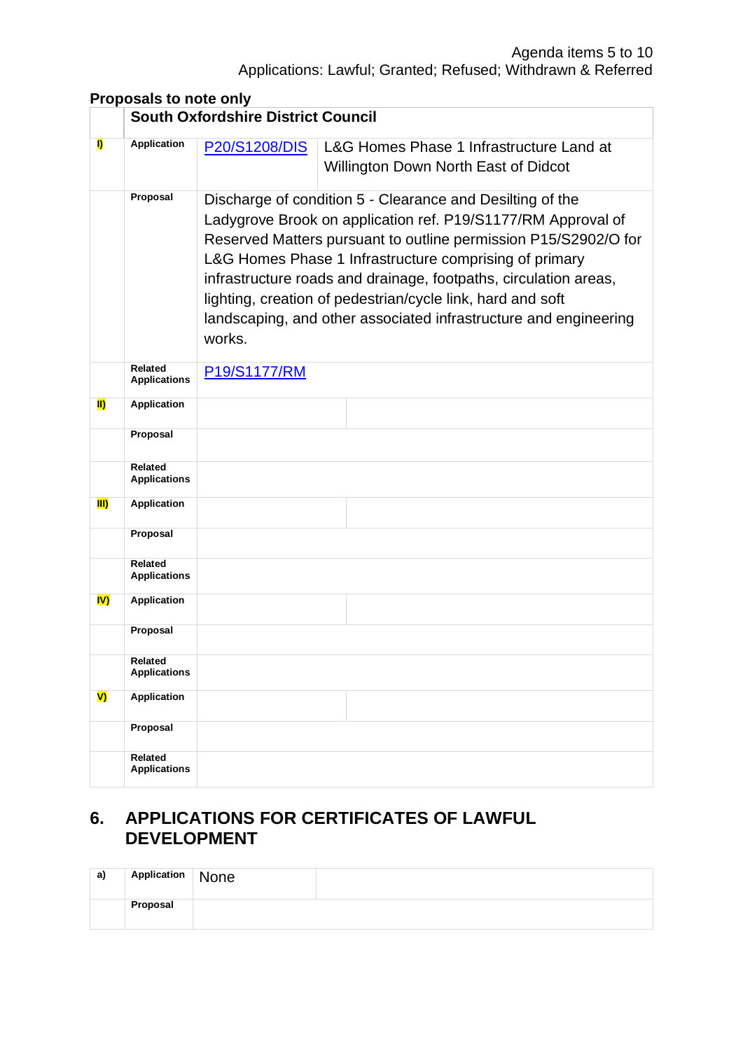Agenda items 5 to 10
Applications: Lawful; Granted; Refused; Withdrawn & Referred

**Proposals to note only**

| | **South Oxfordshire District Council** | | |
|---|---|---|---|
| **I)** | **Application** | P20/S1208/DIS | L&G Homes Phase 1 Infrastructure Land at Willington Down North East of Didcot |
| | **Proposal** | Discharge of condition 5 - Clearance and Desilting of the Ladygrove Brook on application ref. P19/S1177/RM Approval of Reserved Matters pursuant to outline permission P15/S2902/O for L&G Homes Phase 1 Infrastructure comprising of primary infrastructure roads and drainage, footpaths, circulation areas, lighting, creation of pedestrian/cycle link, hard and soft landscaping, and other associated infrastructure and engineering works. | |
| | **Related Applications** | P19/S1177/RM | |
| **II)** | **Application** | | |
| | **Proposal** | | |
| | **Related Applications** | | |
| **III)** | **Application** | | |
| | **Proposal** | | |
| | **Related Applications** | | |
| **IV)** | **Application** | | |
| | **Proposal** | | |
| | **Related Applications** | | |
| **V)** | **Application** | | |
| | **Proposal** | | |
| | **Related Applications** | | |

## 6. APPLICATIONS FOR CERTIFICATES OF LAWFUL DEVELOPMENT

| a) | **Application** | None | |
|---|---|---|---|
| | **Proposal** | | |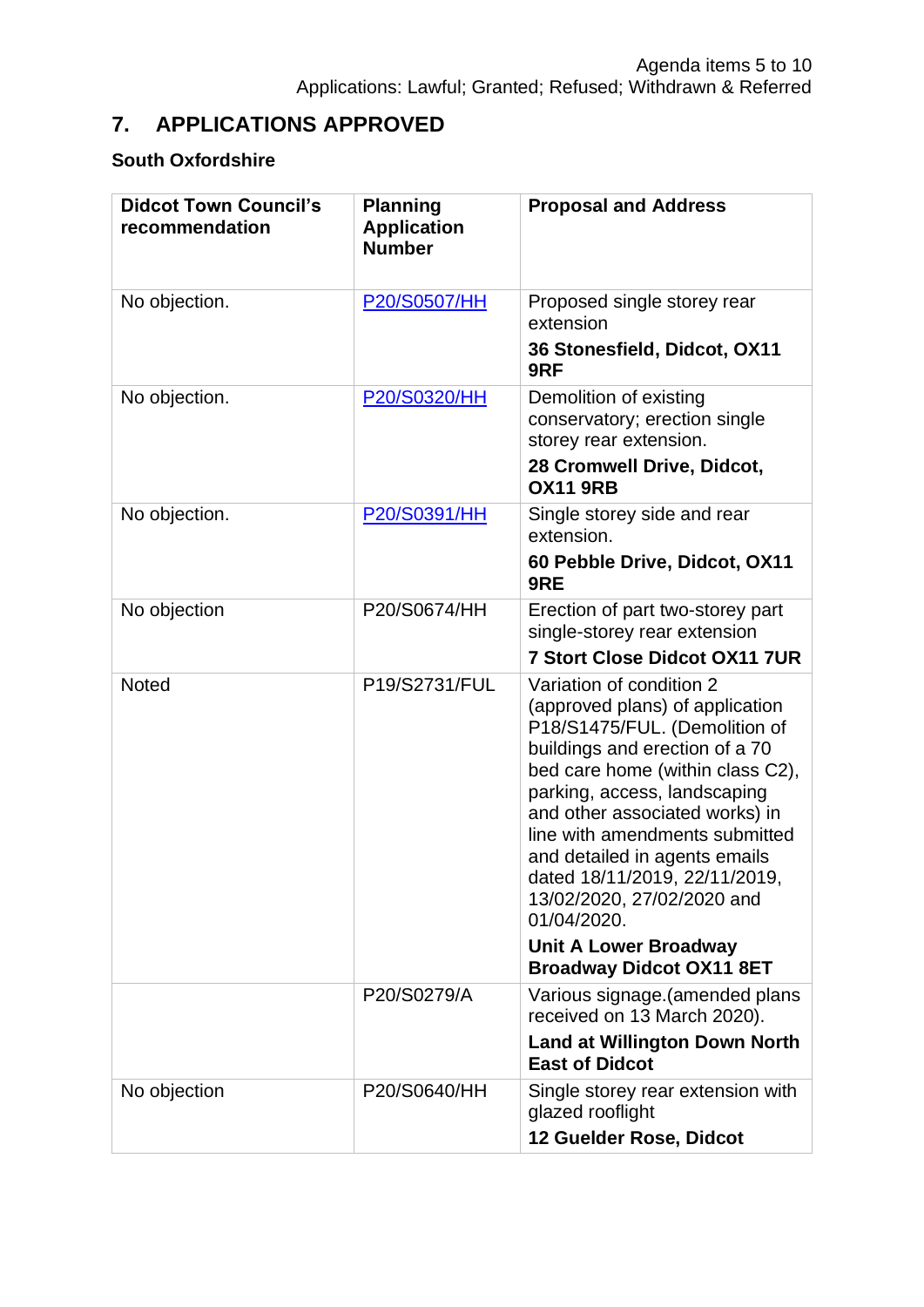## 7. APPLICATIONS APPROVED

### South Oxfordshire

| Didcot Town Council's recommendation | Planning Application Number | Proposal and Address |
|---|---|---|
| No objection. | P20/S0507/HH | Proposed single storey rear extension<br>**36 Stonesfield, Didcot, OX11 9RF** |
| No objection. | P20/S0320/HH | Demolition of existing conservatory; erection single storey rear extension.<br>**28 Cromwell Drive, Didcot, OX11 9RB** |
| No objection. | P20/S0391/HH | Single storey side and rear extension.<br>**60 Pebble Drive, Didcot, OX11 9RE** |
| No objection | P20/S0674/HH | Erection of part two-storey part single-storey rear extension<br>**7 Stort Close Didcot OX11 7UR** |
| Noted | P19/S2731/FUL | Variation of condition 2 (approved plans) of application P18/S1475/FUL. (Demolition of buildings and erection of a 70 bed care home (within class C2), parking, access, landscaping and other associated works) in line with amendments submitted and detailed in agents emails dated 18/11/2019, 22/11/2019, 13/02/2020, 27/02/2020 and 01/04/2020.<br>**Unit A Lower Broadway Broadway Didcot OX11 8ET** |
| | P20/S0279/A | Various signage.(amended plans received on 13 March 2020).<br>**Land at Willington Down North East of Didcot** |
| No objection | P20/S0640/HH | Single storey rear extension with glazed rooflight<br>**12 Guelder Rose, Didcot** |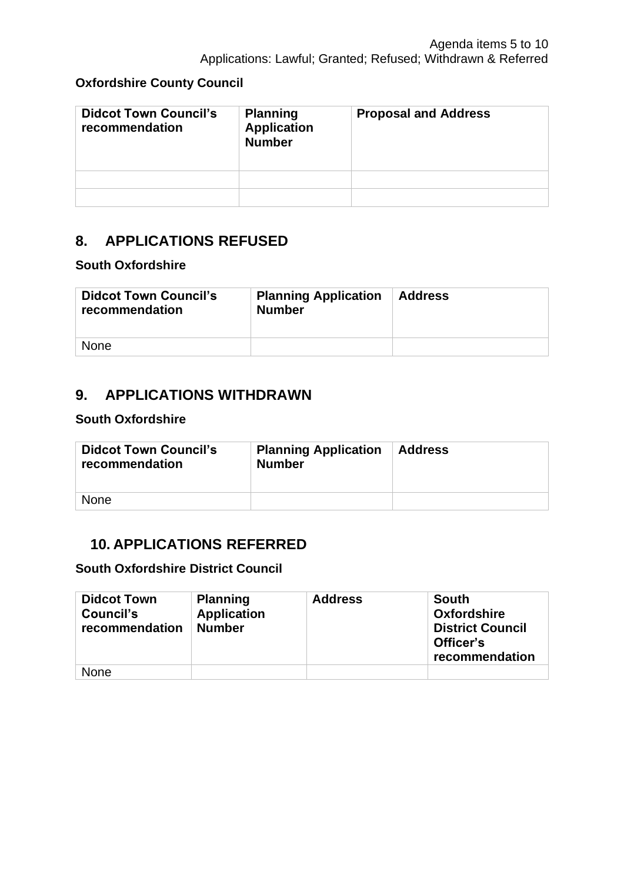**Oxfordshire County Council**

| Didcot Town Council's recommendation | Planning Application Number | Proposal and Address |
|---|---|---|
| | | |
| | | |

## 8. APPLICATIONS REFUSED

**South Oxfordshire**

| Didcot Town Council's recommendation | Planning Application Number | Address |
|---|---|---|
| None | | |

## 9. APPLICATIONS WITHDRAWN

**South Oxfordshire**

| Didcot Town Council's recommendation | Planning Application Number | Address |
|---|---|---|
| None | | |

## 10. APPLICATIONS REFERRED

**South Oxfordshire District Council**

| Didcot Town Council's recommendation | Planning Application Number | Address | South Oxfordshire District Council Officer's recommendation |
|---|---|---|---|
| None | | | |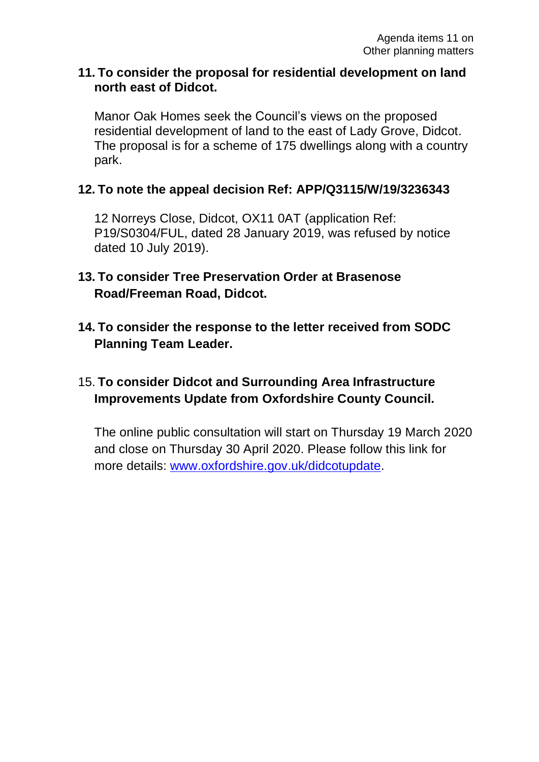Agenda items 11 on
Other planning matters

**11. To consider the proposal for residential development on land north east of Didcot.**

Manor Oak Homes seek the Council's views on the proposed residential development of land to the east of Lady Grove, Didcot. The proposal is for a scheme of 175 dwellings along with a country park.

**12. To note the appeal decision Ref: APP/Q3115/W/19/3236343**

12 Norreys Close, Didcot, OX11 0AT (application Ref: P19/S0304/FUL, dated 28 January 2019, was refused by notice dated 10 July 2019).

**13. To consider Tree Preservation Order at Brasenose Road/Freeman Road, Didcot.**

**14. To consider the response to the letter received from SODC Planning Team Leader.**

15. **To consider Didcot and Surrounding Area Infrastructure Improvements Update from Oxfordshire County Council.**

The online public consultation will start on Thursday 19 March 2020 and close on Thursday 30 April 2020. Please follow this link for more details: [www.oxfordshire.gov.uk/didcotupdate](http://www.oxfordshire.gov.uk/didcotupdate).